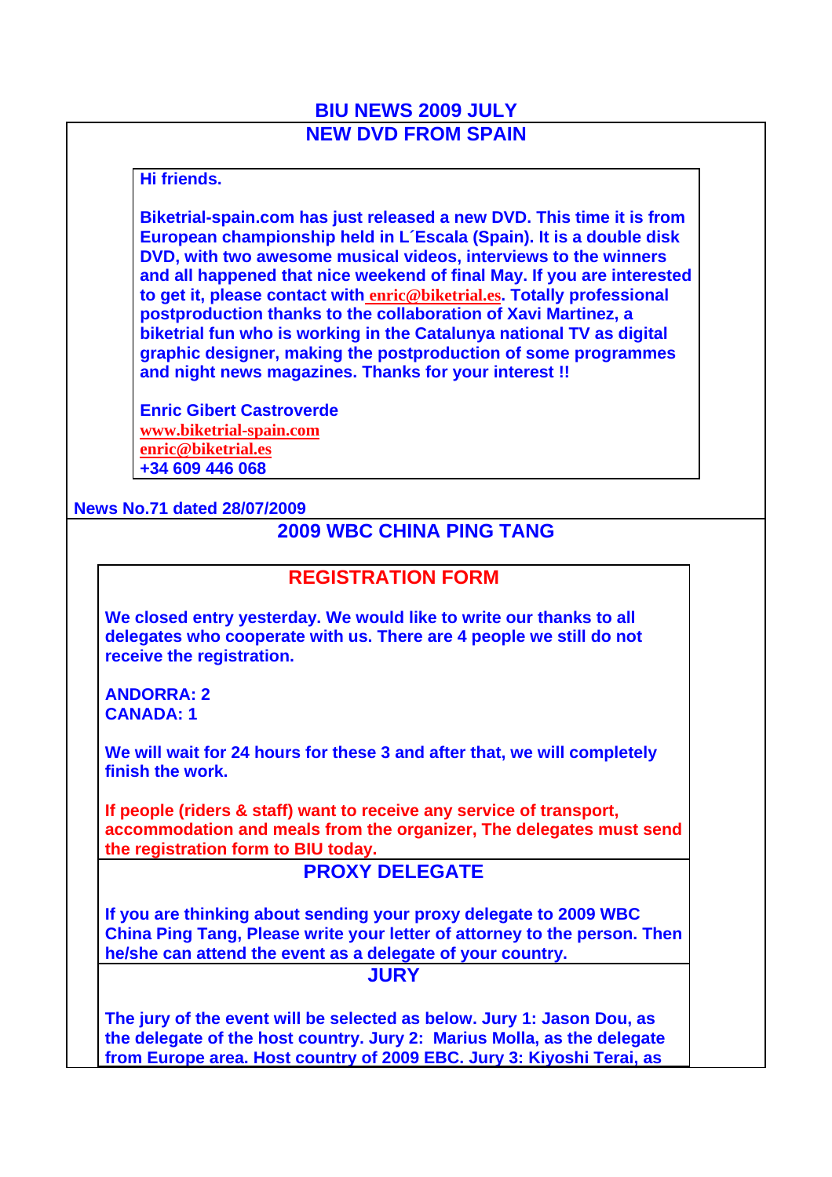# BIU NEWS 2009 JULY

## NEW DVD FROM SPAIN

**Hi friends.**

**Biketrial-spain.com has just released a new DVD. This time it is from European championship held in L´Escala (Spain). It is a double disk DVD, with two awesome musical videos, interviews to the winners and all happened that nice weekend of final May. If you are interested to get it, please contact with enric@biketrial.es. Totally professional postproduction thanks to the collaboration of Xavi Martinez, a biketrial fun who is working in the Catalunya national TV as digital graphic designer, making the postproduction of some programmes and night news magazines. Thanks for your interest !!**

**Enric Gibert Castroverde**
www.biketrial-spain.com
enric@biketrial.es
**+34 609 446 068**

**News No.71 dated 28/07/2009**

## 2009 WBC CHINA PING TANG

### REGISTRATION FORM

**We closed entry yesterday. We would like to write our thanks to all delegates who cooperate with us. There are 4 people we still do not receive the registration.**

**ANDORRA: 2**
**CANADA: 1**

**We will wait for 24 hours for these 3 and after that, we will completely finish the work.**

**If people (riders & staff) want to receive any service of transport, accommodation and meals from the organizer, The delegates must send the registration form to BIU today.**

### PROXY DELEGATE

**If you are thinking about sending your proxy delegate to 2009 WBC China Ping Tang, Please write your letter of attorney to the person. Then he/she can attend the event as a delegate of your country.**

### JURY

**The jury of the event will be selected as below. Jury 1: Jason Dou, as the delegate of the host country. Jury 2: Marius Molla, as the delegate from Europe area. Host country of 2009 EBC. Jury 3: Kiyoshi Terai, as**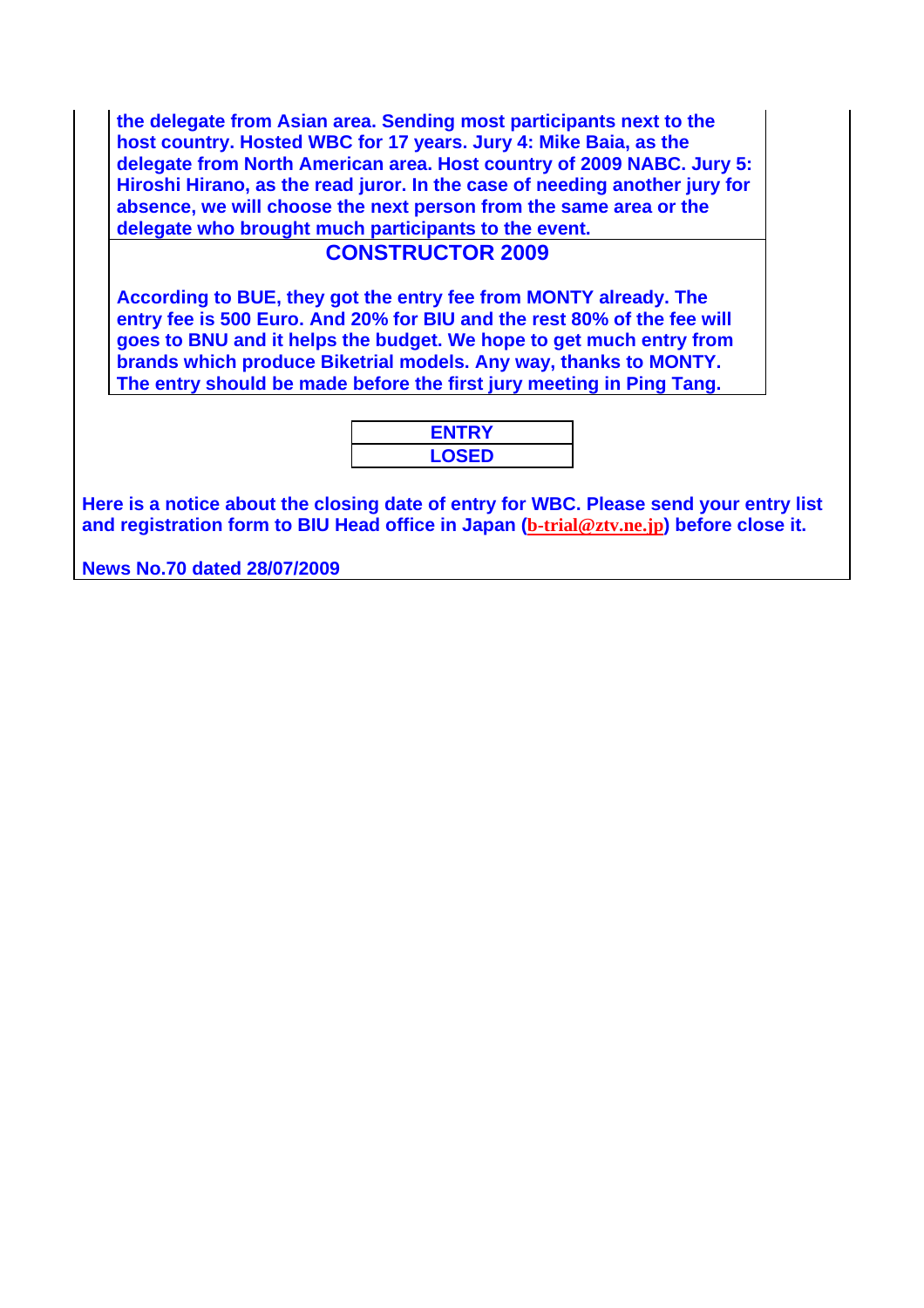**the delegate from Asian area. Sending most participants next to the host country. Hosted WBC for 17 years. Jury 4: Mike Baia, as the delegate from North American area. Host country of 2009 NABC. Jury 5: Hiroshi Hirano, as the read juror. In the case of needing another jury for absence, we will choose the next person from the same area or the delegate who brought much participants to the event.**

## CONSTRUCTOR 2009

**According to BUE, they got the entry fee from MONTY already. The entry fee is 500 Euro. And 20% for BIU and the rest 80% of the fee will goes to BNU and it helps the budget. We hope to get much entry from brands which produce Biketrial models. Any way, thanks to MONTY. The entry should be made before the first jury meeting in Ping Tang.**

| ENTRY |
|---|
| LOSED |

**Here is a notice about the closing date of entry for WBC. Please send your entry list and registration form to BIU Head office in Japan (b-trial@ztv.ne.jp) before close it.**

**News No.70 dated 28/07/2009**